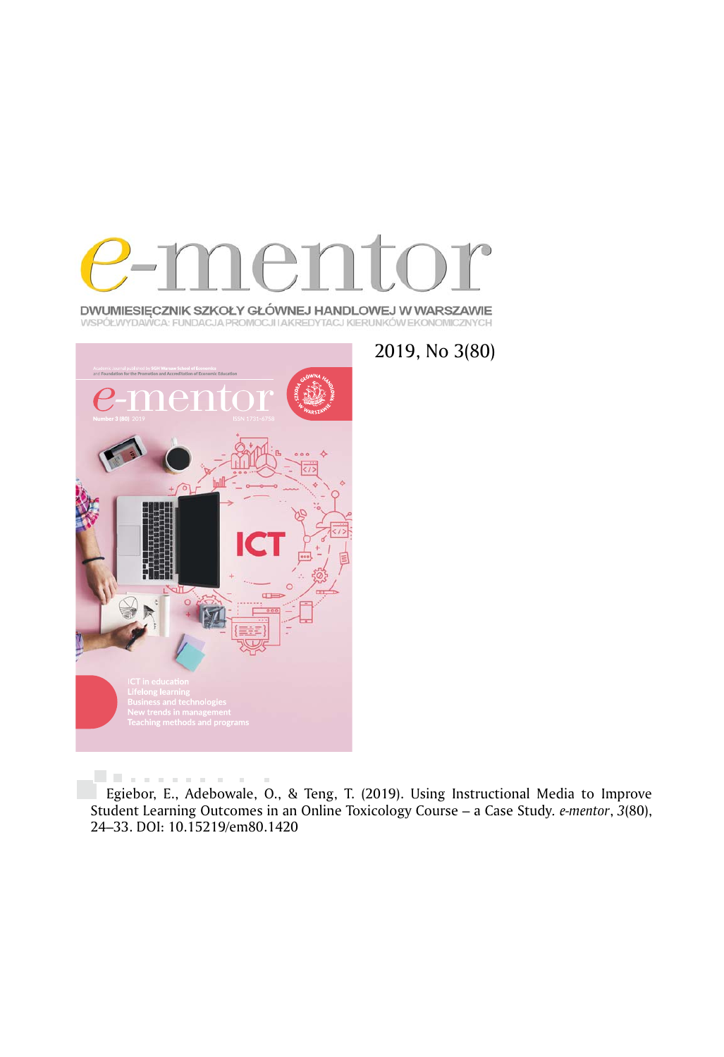# e-mentor

DWUMIESIĘCZNIK SZKOŁY GŁÓWNEJ HANDLOWEJ W WARSZAWIE
WSPÓŁWYDAWCA: FUNDACJA PROMOCJI I AKREDYTACJ KIERUNKÓW EKONOMICZNYCH

2019, No 3(80)

Egiebor, E., Adebowale, O., & Teng, T. (2019). Using Instructional Media to Improve Student Learning Outcomes in an Online Toxicology Course – a Case Study. *e-mentor*, *3*(80), 24–33. DOI: 10.15219/em80.1420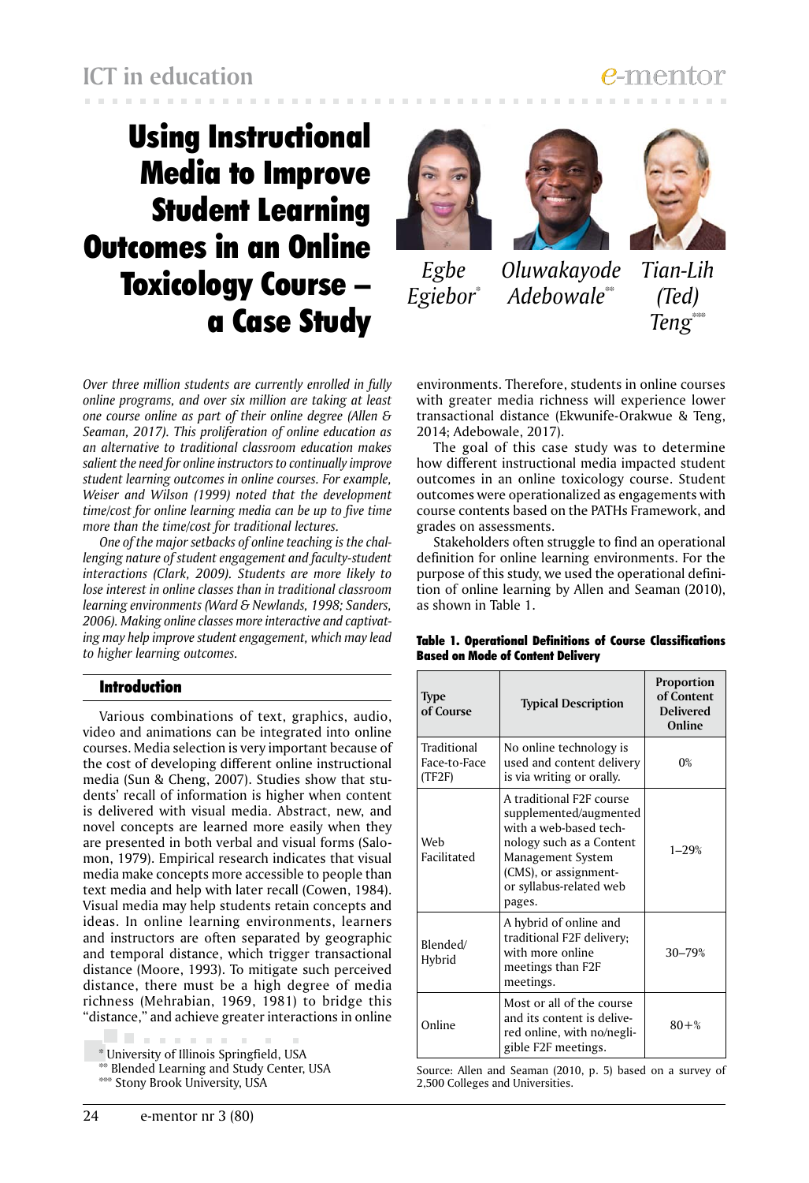# Using Instructional Media to Improve Student Learning Outcomes in an Online Toxicology Course – a Case Study

Egbe Egiebor*, Oluwakayode Adebowale**, Tian-Lih (Ted) Teng***

*Over three million students are currently enrolled in fully online programs, and over six million are taking at least one course online as part of their online degree (Allen & Seaman, 2017). This proliferation of online education as an alternative to traditional classroom education makes salient the need for online instructors to continually improve student learning outcomes in online courses. For example, Weiser and Wilson (1999) noted that the development time/cost for online learning media can be up to five time more than the time/cost for traditional lectures.*

*One of the major setbacks of online teaching is the challenging nature of student engagement and faculty-student interactions (Clark, 2009). Students are more likely to lose interest in online classes than in traditional classroom learning environments (Ward & Newlands, 1998; Sanders, 2006). Making online classes more interactive and captivating may help improve student engagement, which may lead to higher learning outcomes.*

## Introduction

Various combinations of text, graphics, audio, video and animations can be integrated into online courses. Media selection is very important because of the cost of developing different online instructional media (Sun & Cheng, 2007). Studies show that students' recall of information is higher when content is delivered with visual media. Abstract, new, and novel concepts are learned more easily when they are presented in both verbal and visual forms (Salomon, 1979). Empirical research indicates that visual media make concepts more accessible to people than text media and help with later recall (Cowen, 1984). Visual media may help students retain concepts and ideas. In online learning environments, learners and instructors are often separated by geographic and temporal distance, which trigger transactional distance (Moore, 1993). To mitigate such perceived distance, there must be a high degree of media richness (Mehrabian, 1969, 1981) to bridge this "distance," and achieve greater interactions in online environments. Therefore, students in online courses with greater media richness will experience lower transactional distance (Ekwunife-Orakwue & Teng, 2014; Adebowale, 2017).

The goal of this case study was to determine how different instructional media impacted student outcomes in an online toxicology course. Student outcomes were operationalized as engagements with course contents based on the PATHs Framework, and grades on assessments.

Stakeholders often struggle to find an operational definition for online learning environments. For the purpose of this study, we used the operational definition of online learning by Allen and Seaman (2010), as shown in Table 1.

**Table 1. Operational Definitions of Course Classifications Based on Mode of Content Delivery**

| Type of Course | Typical Description | Proportion of Content Delivered Online |
|---|---|---|
| Traditional Face-to-Face (TF2F) | No online technology is used and content delivery is via writing or orally. | 0% |
| Web Facilitated | A traditional F2F course supplemented/augmented with a web-based technology such as a Content Management System (CMS), or assignment- or syllabus-related web pages. | 1–29% |
| Blended/ Hybrid | A hybrid of online and traditional F2F delivery; with more online meetings than F2F meetings. | 30–79% |
| Online | Most or all of the course and its content is delivered online, with no/negligible F2F meetings. | 80+% |

Source: Allen and Seaman (2010, p. 5) based on a survey of 2,500 Colleges and Universities.

\* University of Illinois Springfield, USA
\** Blended Learning and Study Center, USA
\*** Stony Brook University, USA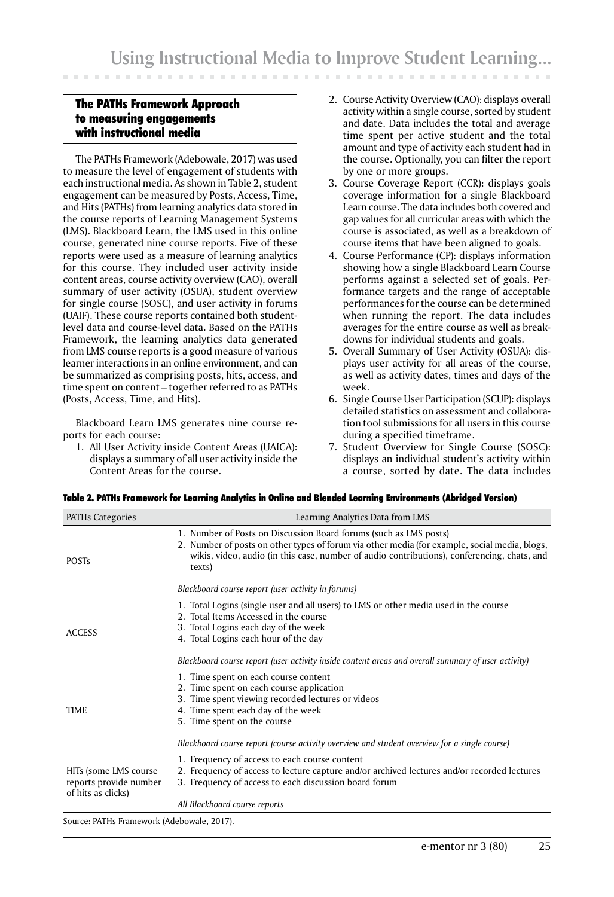## The PATHs Framework Approach to measuring engagements with instructional media

The PATHs Framework (Adebowale, 2017) was used to measure the level of engagement of students with each instructional media. As shown in Table 2, student engagement can be measured by Posts, Access, Time, and Hits (PATHs) from learning analytics data stored in the course reports of Learning Management Systems (LMS). Blackboard Learn, the LMS used in this online course, generated nine course reports. Five of these reports were used as a measure of learning analytics for this course. They included user activity inside content areas, course activity overview (CAO), overall summary of user activity (OSUA), student overview for single course (SOSC), and user activity in forums (UAIF). These course reports contained both student-level data and course-level data. Based on the PATHs Framework, the learning analytics data generated from LMS course reports is a good measure of various learner interactions in an online environment, and can be summarized as comprising posts, hits, access, and time spent on content – together referred to as PATHs (Posts, Access, Time, and Hits).

Blackboard Learn LMS generates nine course reports for each course:

1. All User Activity inside Content Areas (UAICA): displays a summary of all user activity inside the Content Areas for the course.
2. Course Activity Overview (CAO): displays overall activity within a single course, sorted by student and date. Data includes the total and average time spent per active student and the total amount and type of activity each student had in the course. Optionally, you can filter the report by one or more groups.
3. Course Coverage Report (CCR): displays goals coverage information for a single Blackboard Learn course. The data includes both covered and gap values for all curricular areas with which the course is associated, as well as a breakdown of course items that have been aligned to goals.
4. Course Performance (CP): displays information showing how a single Blackboard Learn Course performs against a selected set of goals. Performance targets and the range of acceptable performances for the course can be determined when running the report. The data includes averages for the entire course as well as breakdowns for individual students and goals.
5. Overall Summary of User Activity (OSUA): displays user activity for all areas of the course, as well as activity dates, times and days of the week.
6. Single Course User Participation (SCUP): displays detailed statistics on assessment and collaboration tool submissions for all users in this course during a specified timeframe.
7. Student Overview for Single Course (SOSC): displays an individual student's activity within a course, sorted by date. The data includes

**Table 2. PATHs Framework for Learning Analytics in Online and Blended Learning Environments (Abridged Version)**

| PATHs Categories | Learning Analytics Data from LMS |
|---|---|
| POSTs | 1. Number of Posts on Discussion Board forums (such as LMS posts)<br>2. Number of posts on other types of forum via other media (for example, social media, blogs, wikis, video, audio (in this case, number of audio contributions), conferencing, chats, and texts)<br><br>*Blackboard course report (user activity in forums)* |
| ACCESS | 1. Total Logins (single user and all users) to LMS or other media used in the course<br>2. Total Items Accessed in the course<br>3. Total Logins each day of the week<br>4. Total Logins each hour of the day<br><br>*Blackboard course report (user activity inside content areas and overall summary of user activity)* |
| TIME | 1. Time spent on each course content<br>2. Time spent on each course application<br>3. Time spent viewing recorded lectures or videos<br>4. Time spent each day of the week<br>5. Time spent on the course<br><br>*Blackboard course report (course activity overview and student overview for a single course)* |
| HITs (some LMS course reports provide number of hits as clicks) | 1. Frequency of access to each course content<br>2. Frequency of access to lecture capture and/or archived lectures and/or recorded lectures<br>3. Frequency of access to each discussion board forum<br><br>*All Blackboard course reports* |

Source: PATHs Framework (Adebowale, 2017).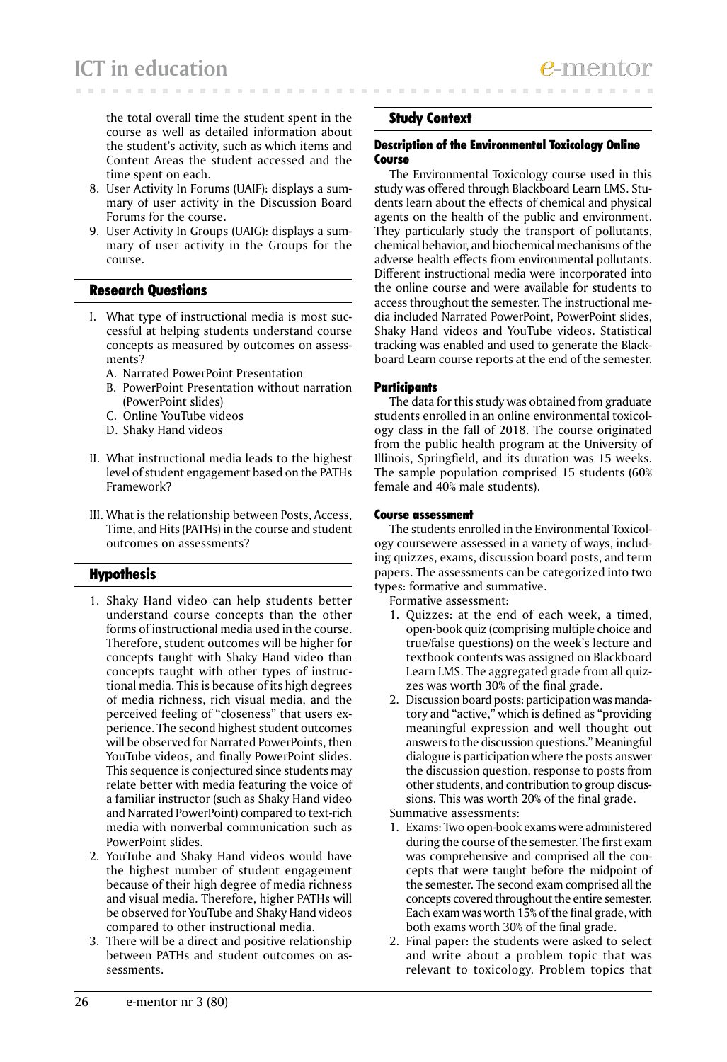the total overall time the student spent in the course as well as detailed information about the student's activity, such as which items and Content Areas the student accessed and the time spent on each.

8. User Activity In Forums (UAIF): displays a summary of user activity in the Discussion Board Forums for the course.
9. User Activity In Groups (UAIG): displays a summary of user activity in the Groups for the course.

## Research Questions

I. What type of instructional media is most successful at helping students understand course concepts as measured by outcomes on assessments?
   A. Narrated PowerPoint Presentation
   B. PowerPoint Presentation without narration (PowerPoint slides)
   C. Online YouTube videos
   D. Shaky Hand videos

II. What instructional media leads to the highest level of student engagement based on the PATHs Framework?

III. What is the relationship between Posts, Access, Time, and Hits (PATHs) in the course and student outcomes on assessments?

## Hypothesis

1. Shaky Hand video can help students better understand course concepts than the other forms of instructional media used in the course. Therefore, student outcomes will be higher for concepts taught with Shaky Hand video than concepts taught with other types of instructional media. This is because of its high degrees of media richness, rich visual media, and the perceived feeling of "closeness" that users experience. The second highest student outcomes will be observed for Narrated PowerPoints, then YouTube videos, and finally PowerPoint slides. This sequence is conjectured since students may relate better with media featuring the voice of a familiar instructor (such as Shaky Hand video and Narrated PowerPoint) compared to text-rich media with nonverbal communication such as PowerPoint slides.
2. YouTube and Shaky Hand videos would have the highest number of student engagement because of their high degree of media richness and visual media. Therefore, higher PATHs will be observed for YouTube and Shaky Hand videos compared to other instructional media.
3. There will be a direct and positive relationship between PATHs and student outcomes on assessments.

## Study Context

### Description of the Environmental Toxicology Online Course

The Environmental Toxicology course used in this study was offered through Blackboard Learn LMS. Students learn about the effects of chemical and physical agents on the health of the public and environment. They particularly study the transport of pollutants, chemical behavior, and biochemical mechanisms of the adverse health effects from environmental pollutants. Different instructional media were incorporated into the online course and were available for students to access throughout the semester. The instructional media included Narrated PowerPoint, PowerPoint slides, Shaky Hand videos and YouTube videos. Statistical tracking was enabled and used to generate the Blackboard Learn course reports at the end of the semester.

### Participants

The data for this study was obtained from graduate students enrolled in an online environmental toxicology class in the fall of 2018. The course originated from the public health program at the University of Illinois, Springfield, and its duration was 15 weeks. The sample population comprised 15 students (60% female and 40% male students).

### Course assessment

The students enrolled in the Environmental Toxicology coursewere assessed in a variety of ways, including quizzes, exams, discussion board posts, and term papers. The assessments can be categorized into two types: formative and summative.

Formative assessment:

1. Quizzes: at the end of each week, a timed, open-book quiz (comprising multiple choice and true/false questions) on the week's lecture and textbook contents was assigned on Blackboard Learn LMS. The aggregated grade from all quizzes was worth 30% of the final grade.
2. Discussion board posts: participation was mandatory and "active," which is defined as "providing meaningful expression and well thought out answers to the discussion questions." Meaningful dialogue is participation where the posts answer the discussion question, response to posts from other students, and contribution to group discussions. This was worth 20% of the final grade.

Summative assessments:

1. Exams: Two open-book exams were administered during the course of the semester. The first exam was comprehensive and comprised all the concepts that were taught before the midpoint of the semester. The second exam comprised all the concepts covered throughout the entire semester. Each exam was worth 15% of the final grade, with both exams worth 30% of the final grade.
2. Final paper: the students were asked to select and write about a problem topic that was relevant to toxicology. Problem topics that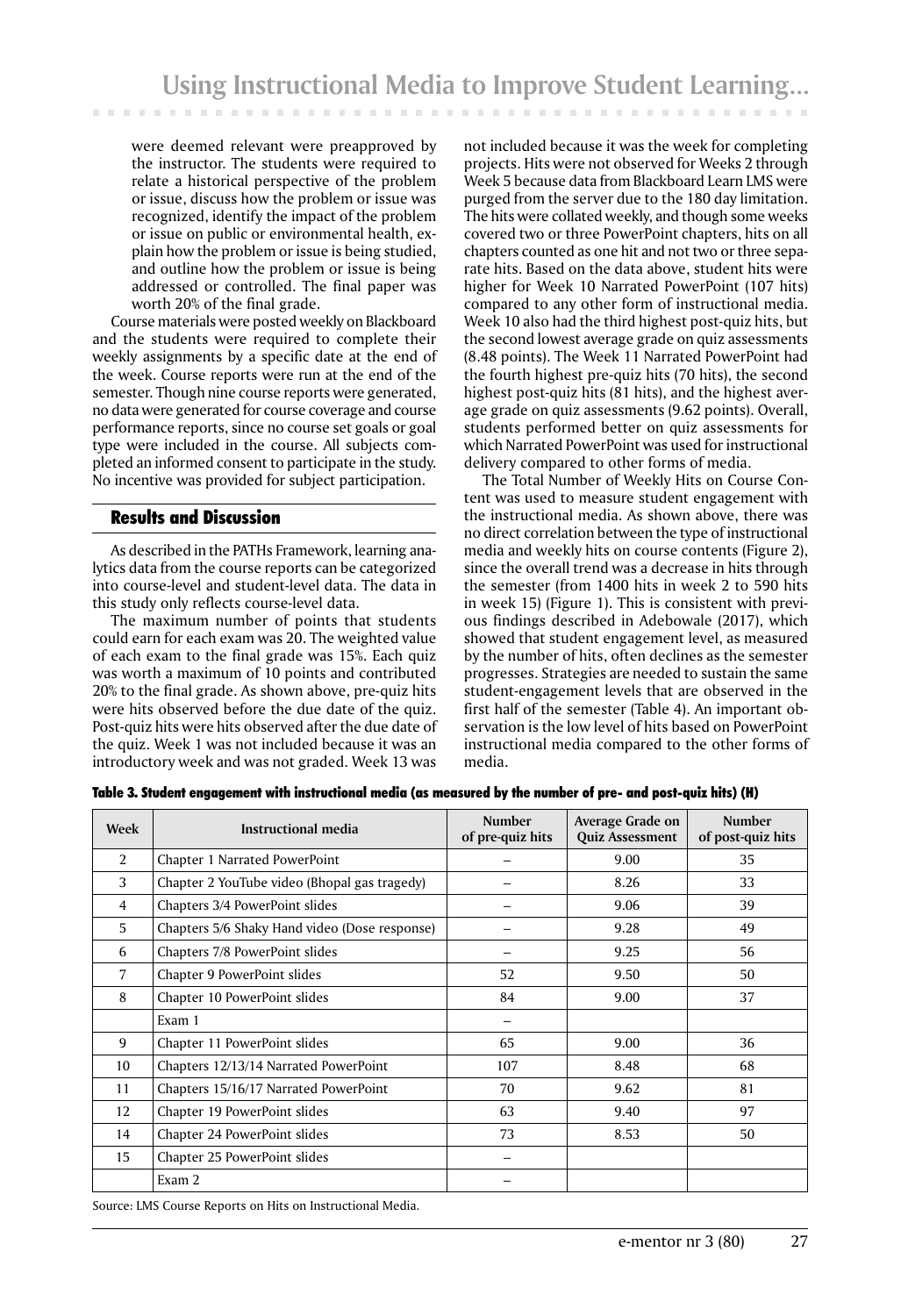were deemed relevant were preapproved by the instructor. The students were required to relate a historical perspective of the problem or issue, discuss how the problem or issue was recognized, identify the impact of the problem or issue on public or environmental health, explain how the problem or issue is being studied, and outline how the problem or issue is being addressed or controlled. The final paper was worth 20% of the final grade.

Course materials were posted weekly on Blackboard and the students were required to complete their weekly assignments by a specific date at the end of the week. Course reports were run at the end of the semester. Though nine course reports were generated, no data were generated for course coverage and course performance reports, since no course set goals or goal type were included in the course. All subjects completed an informed consent to participate in the study. No incentive was provided for subject participation.

## Results and Discussion

As described in the PATHs Framework, learning analytics data from the course reports can be categorized into course-level and student-level data. The data in this study only reflects course-level data.

The maximum number of points that students could earn for each exam was 20. The weighted value of each exam to the final grade was 15%. Each quiz was worth a maximum of 10 points and contributed 20% to the final grade. As shown above, pre-quiz hits were hits observed before the due date of the quiz. Post-quiz hits were hits observed after the due date of the quiz. Week 1 was not included because it was an introductory week and was not graded. Week 13 was not included because it was the week for completing projects. Hits were not observed for Weeks 2 through Week 5 because data from Blackboard Learn LMS were purged from the server due to the 180 day limitation. The hits were collated weekly, and though some weeks covered two or three PowerPoint chapters, hits on all chapters counted as one hit and not two or three separate hits. Based on the data above, student hits were higher for Week 10 Narrated PowerPoint (107 hits) compared to any other form of instructional media. Week 10 also had the third highest post-quiz hits, but the second lowest average grade on quiz assessments (8.48 points). The Week 11 Narrated PowerPoint had the fourth highest pre-quiz hits (70 hits), the second highest post-quiz hits (81 hits), and the highest average grade on quiz assessments (9.62 points). Overall, students performed better on quiz assessments for which Narrated PowerPoint was used for instructional delivery compared to other forms of media.

The Total Number of Weekly Hits on Course Content was used to measure student engagement with the instructional media. As shown above, there was no direct correlation between the type of instructional media and weekly hits on course contents (Figure 2), since the overall trend was a decrease in hits through the semester (from 1400 hits in week 2 to 590 hits in week 15) (Figure 1). This is consistent with previous findings described in Adebowale (2017), which showed that student engagement level, as measured by the number of hits, often declines as the semester progresses. Strategies are needed to sustain the same student-engagement levels that are observed in the first half of the semester (Table 4). An important observation is the low level of hits based on PowerPoint instructional media compared to the other forms of media.

**Table 3. Student engagement with instructional media (as measured by the number of pre- and post-quiz hits) (H)**

| Week | Instructional media | Number of pre-quiz hits | Average Grade on Quiz Assessment | Number of post-quiz hits |
|---|---|---|---|---|
| 2 | Chapter 1 Narrated PowerPoint | – | 9.00 | 35 |
| 3 | Chapter 2 YouTube video (Bhopal gas tragedy) | – | 8.26 | 33 |
| 4 | Chapters 3/4 PowerPoint slides | – | 9.06 | 39 |
| 5 | Chapters 5/6 Shaky Hand video (Dose response) | – | 9.28 | 49 |
| 6 | Chapters 7/8 PowerPoint slides | – | 9.25 | 56 |
| 7 | Chapter 9 PowerPoint slides | 52 | 9.50 | 50 |
| 8 | Chapter 10 PowerPoint slides | 84 | 9.00 | 37 |
| | Exam 1 | – | | |
| 9 | Chapter 11 PowerPoint slides | 65 | 9.00 | 36 |
| 10 | Chapters 12/13/14 Narrated PowerPoint | 107 | 8.48 | 68 |
| 11 | Chapters 15/16/17 Narrated PowerPoint | 70 | 9.62 | 81 |
| 12 | Chapter 19 PowerPoint slides | 63 | 9.40 | 97 |
| 14 | Chapter 24 PowerPoint slides | 73 | 8.53 | 50 |
| 15 | Chapter 25 PowerPoint slides | – | | |
| | Exam 2 | – | | |

Source: LMS Course Reports on Hits on Instructional Media.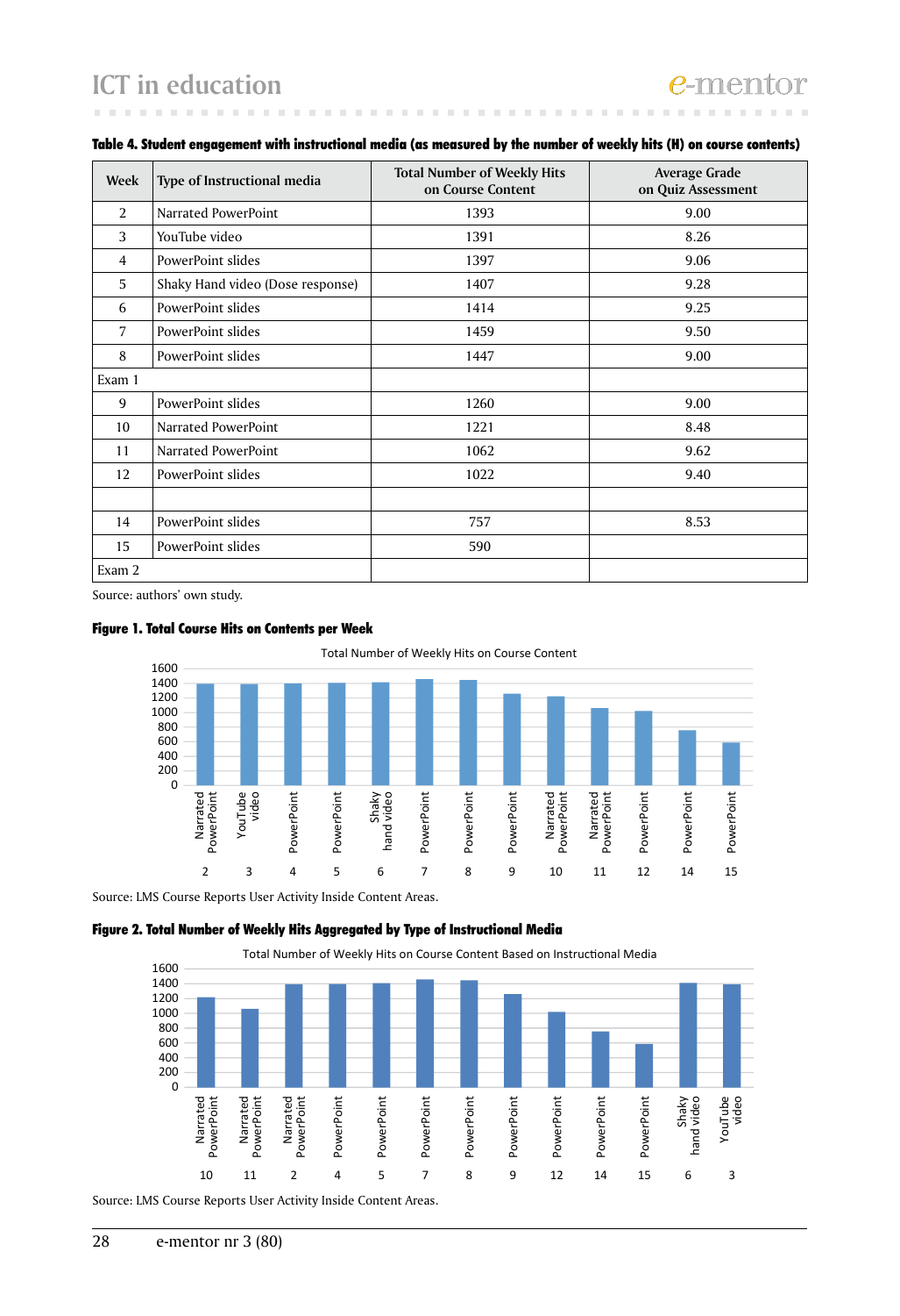**Table 4. Student engagement with instructional media (as measured by the number of weekly hits (H) on course contents)**

| Week | Type of Instructional media | Total Number of Weekly Hits on Course Content | Average Grade on Quiz Assessment |
|---|---|---|---|
| 2 | Narrated PowerPoint | 1393 | 9.00 |
| 3 | YouTube video | 1391 | 8.26 |
| 4 | PowerPoint slides | 1397 | 9.06 |
| 5 | Shaky Hand video (Dose response) | 1407 | 9.28 |
| 6 | PowerPoint slides | 1414 | 9.25 |
| 7 | PowerPoint slides | 1459 | 9.50 |
| 8 | PowerPoint slides | 1447 | 9.00 |
| Exam 1 | | | |
| 9 | PowerPoint slides | 1260 | 9.00 |
| 10 | Narrated PowerPoint | 1221 | 8.48 |
| 11 | Narrated PowerPoint | 1062 | 9.62 |
| 12 | PowerPoint slides | 1022 | 9.40 |
| | | | |
| 14 | PowerPoint slides | 757 | 8.53 |
| 15 | PowerPoint slides | 590 | |
| Exam 2 | | | |

Source: authors' own study.

**Figure 1. Total Course Hits on Contents per Week**

Source: LMS Course Reports User Activity Inside Content Areas.

**Figure 2. Total Number of Weekly Hits Aggregated by Type of Instructional Media**

Source: LMS Course Reports User Activity Inside Content Areas.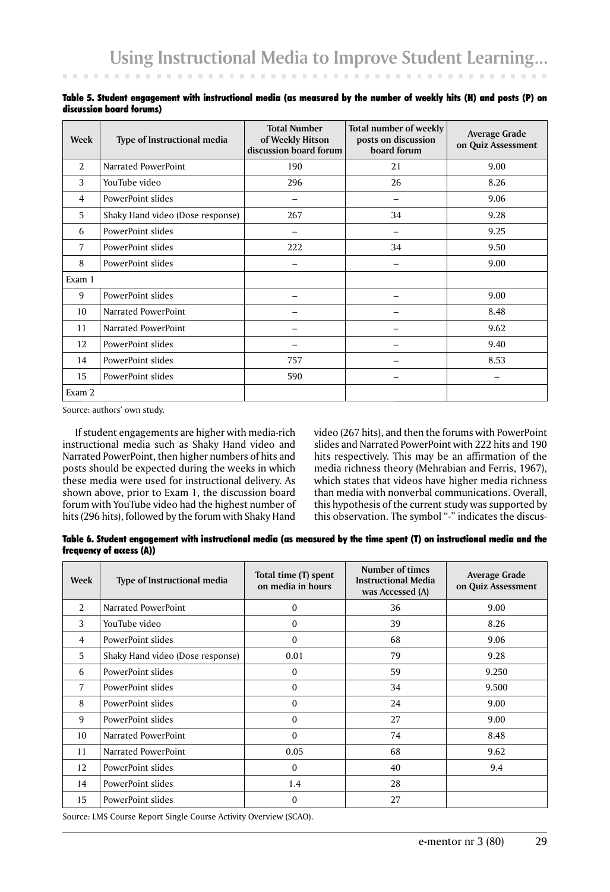**Table 5. Student engagement with instructional media (as measured by the number of weekly hits (H) and posts (P) on discussion board forums)**

| Week | Type of Instructional media | Total Number of Weekly Hitson discussion board forum | Total number of weekly posts on discussion board forum | Average Grade on Quiz Assessment |
|---|---|---|---|---|
| 2 | Narrated PowerPoint | 190 | 21 | 9.00 |
| 3 | YouTube video | 296 | 26 | 8.26 |
| 4 | PowerPoint slides | – | – | 9.06 |
| 5 | Shaky Hand video (Dose response) | 267 | 34 | 9.28 |
| 6 | PowerPoint slides | – | – | 9.25 |
| 7 | PowerPoint slides | 222 | 34 | 9.50 |
| 8 | PowerPoint slides | – | – | 9.00 |
| Exam 1 | | | | |
| 9 | PowerPoint slides | – | – | 9.00 |
| 10 | Narrated PowerPoint | – | – | 8.48 |
| 11 | Narrated PowerPoint | – | – | 9.62 |
| 12 | PowerPoint slides | – | – | 9.40 |
| 14 | PowerPoint slides | 757 | – | 8.53 |
| 15 | PowerPoint slides | 590 | – | – |
| Exam 2 | | | | |

Source: authors' own study.

If student engagements are higher with media-rich instructional media such as Shaky Hand video and Narrated PowerPoint, then higher numbers of hits and posts should be expected during the weeks in which these media were used for instructional delivery. As shown above, prior to Exam 1, the discussion board forum with YouTube video had the highest number of hits (296 hits), followed by the forum with Shaky Hand video (267 hits), and then the forums with PowerPoint slides and Narrated PowerPoint with 222 hits and 190 hits respectively. This may be an affirmation of the media richness theory (Mehrabian and Ferris, 1967), which states that videos have higher media richness than media with nonverbal communications. Overall, this hypothesis of the current study was supported by this observation. The symbol "-" indicates the discus-

**Table 6. Student engagement with instructional media (as measured by the time spent (T) on instructional media and the frequency of access (A))**

| Week | Type of Instructional media | Total time (T) spent on media in hours | Number of times Instructional Media was Accessed (A) | Average Grade on Quiz Assessment |
|---|---|---|---|---|
| 2 | Narrated PowerPoint | 0 | 36 | 9.00 |
| 3 | YouTube video | 0 | 39 | 8.26 |
| 4 | PowerPoint slides | 0 | 68 | 9.06 |
| 5 | Shaky Hand video (Dose response) | 0.01 | 79 | 9.28 |
| 6 | PowerPoint slides | 0 | 59 | 9.250 |
| 7 | PowerPoint slides | 0 | 34 | 9.500 |
| 8 | PowerPoint slides | 0 | 24 | 9.00 |
| 9 | PowerPoint slides | 0 | 27 | 9.00 |
| 10 | Narrated PowerPoint | 0 | 74 | 8.48 |
| 11 | Narrated PowerPoint | 0.05 | 68 | 9.62 |
| 12 | PowerPoint slides | 0 | 40 | 9.4 |
| 14 | PowerPoint slides | 1.4 | 28 | |
| 15 | PowerPoint slides | 0 | 27 | |

Source: LMS Course Report Single Course Activity Overview (SCAO).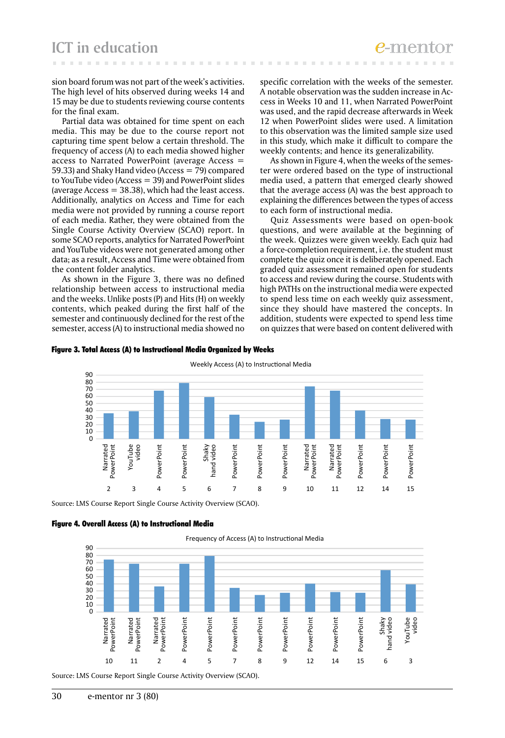sion board forum was not part of the week's activities. The high level of hits observed during weeks 14 and 15 may be due to students reviewing course contents for the final exam.

Partial data was obtained for time spent on each media. This may be due to the course report not capturing time spent below a certain threshold. The frequency of access (A) to each media showed higher access to Narrated PowerPoint (average Access = 59.33) and Shaky Hand video (Access = 79) compared to YouTube video (Access = 39) and PowerPoint slides (average Access = 38.38), which had the least access. Additionally, analytics on Access and Time for each media were not provided by running a course report of each media. Rather, they were obtained from the Single Course Activity Overview (SCAO) report. In some SCAO reports, analytics for Narrated PowerPoint and YouTube videos were not generated among other data; as a result, Access and Time were obtained from the content folder analytics.

As shown in the Figure 3, there was no defined relationship between access to instructional media and the weeks. Unlike posts (P) and Hits (H) on weekly contents, which peaked during the first half of the semester and continuously declined for the rest of the semester, access (A) to instructional media showed no specific correlation with the weeks of the semester. A notable observation was the sudden increase in Access in Weeks 10 and 11, when Narrated PowerPoint was used, and the rapid decrease afterwards in Week 12 when PowerPoint slides were used. A limitation to this observation was the limited sample size used in this study, which make it difficult to compare the weekly contents; and hence its generalizability.

As shown in Figure 4, when the weeks of the semester were ordered based on the type of instructional media used, a pattern that emerged clearly showed that the average access (A) was the best approach to explaining the differences between the types of access to each form of instructional media.

Quiz Assessments were based on open-book questions, and were available at the beginning of the week. Quizzes were given weekly. Each quiz had a force-completion requirement, i.e. the student must complete the quiz once it is deliberately opened. Each graded quiz assessment remained open for students to access and review during the course. Students with high PATHs on the instructional media were expected to spend less time on each weekly quiz assessment, since they should have mastered the concepts. In addition, students were expected to spend less time on quizzes that were based on content delivered with

**Figure 3. Total Access (A) to Instructional Media Organized by Weeks**

Weekly Access (A) to Instructional Media

| Week | Media | Access (A) |
|---|---|---|
| 2 | Narrated PowerPoint | 36 |
| 3 | YouTube video | 39 |
| 4 | PowerPoint | 68 |
| 5 | PowerPoint | 79 |
| 6 | Shaky hand video | 59 |
| 7 | PowerPoint | 34 |
| 8 | PowerPoint | 24 |
| 9 | PowerPoint | 27 |
| 10 | Narrated PowerPoint | 74 |
| 11 | Narrated PowerPoint | 68 |
| 12 | PowerPoint | 40 |
| 14 | PowerPoint | 28 |
| 15 | PowerPoint | 27 |

Source: LMS Course Report Single Course Activity Overview (SCAO).

**Figure 4. Overall Access (A) to Instructional Media**

Frequency of Access (A) to Instructional Media

| Week | Media | Access (A) |
|---|---|---|
| 10 | Narrated PowerPoint | 74 |
| 11 | Narrated PowerPoint | 68 |
| 2 | Narrated PowerPoint | 36 |
| 4 | PowerPoint | 68 |
| 5 | PowerPoint | 79 |
| 7 | PowerPoint | 34 |
| 8 | PowerPoint | 24 |
| 9 | PowerPoint | 27 |
| 12 | PowerPoint | 40 |
| 14 | PowerPoint | 28 |
| 15 | PowerPoint | 27 |
| 6 | Shaky hand video | 59 |
| 3 | YouTube video | 39 |

Source: LMS Course Report Single Course Activity Overview (SCAO).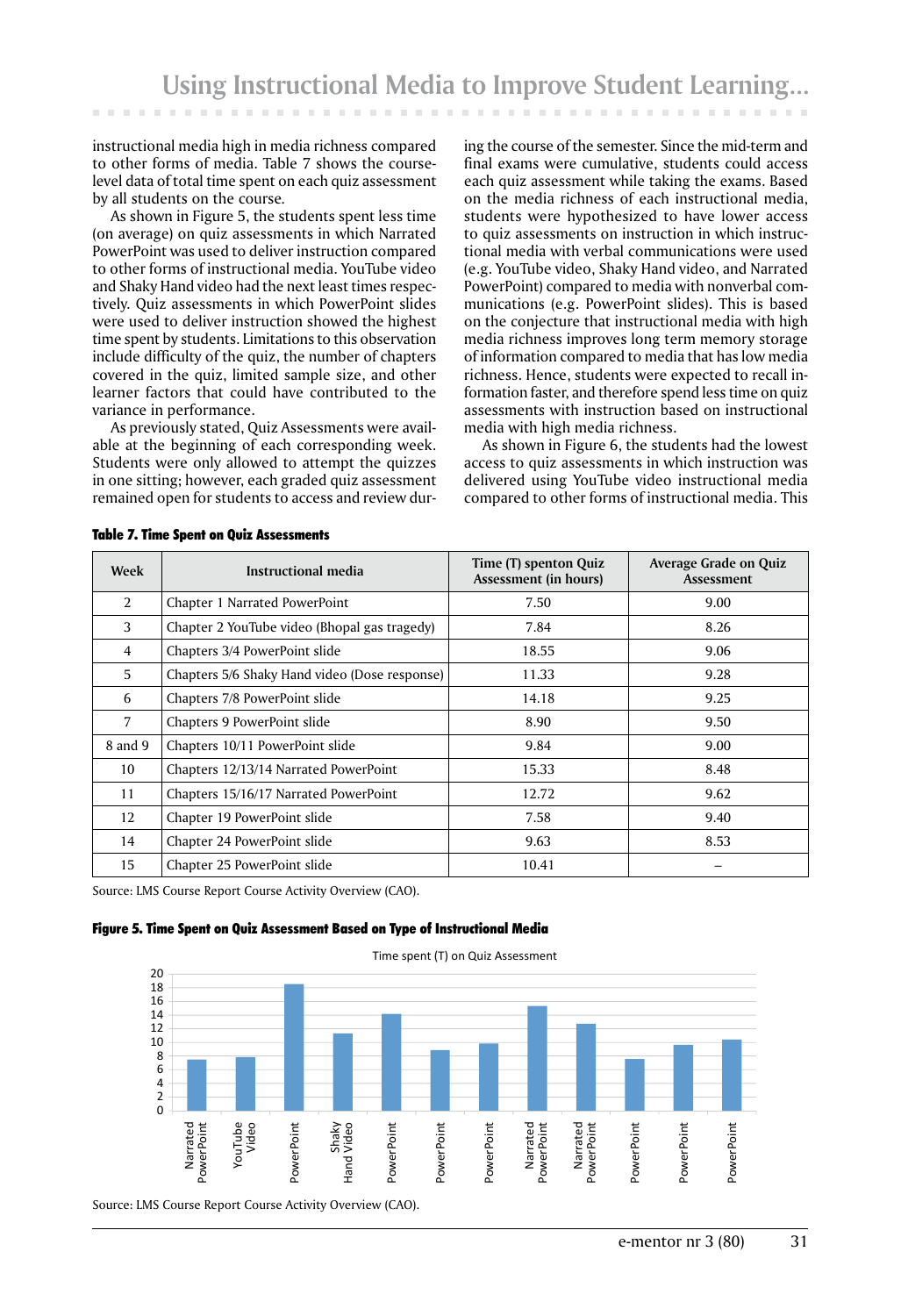instructional media high in media richness compared to other forms of media. Table 7 shows the course-level data of total time spent on each quiz assessment by all students on the course.

As shown in Figure 5, the students spent less time (on average) on quiz assessments in which Narrated PowerPoint was used to deliver instruction compared to other forms of instructional media. YouTube video and Shaky Hand video had the next least times respectively. Quiz assessments in which PowerPoint slides were used to deliver instruction showed the highest time spent by students. Limitations to this observation include difficulty of the quiz, the number of chapters covered in the quiz, limited sample size, and other learner factors that could have contributed to the variance in performance.

As previously stated, Quiz Assessments were available at the beginning of each corresponding week. Students were only allowed to attempt the quizzes in one sitting; however, each graded quiz assessment remained open for students to access and review during the course of the semester. Since the mid-term and final exams were cumulative, students could access each quiz assessment while taking the exams. Based on the media richness of each instructional media, students were hypothesized to have lower access to quiz assessments on instruction in which instructional media with verbal communications were used (e.g. YouTube video, Shaky Hand video, and Narrated PowerPoint) compared to media with nonverbal communications (e.g. PowerPoint slides). This is based on the conjecture that instructional media with high media richness improves long term memory storage of information compared to media that has low media richness. Hence, students were expected to recall information faster, and therefore spend less time on quiz assessments with instruction based on instructional media with high media richness.

As shown in Figure 6, the students had the lowest access to quiz assessments in which instruction was delivered using YouTube video instructional media compared to other forms of instructional media. This

**Table 7. Time Spent on Quiz Assessments**

| Week | Instructional media | Time (T) spenton Quiz Assessment (in hours) | Average Grade on Quiz Assessment |
|---|---|---|---|
| 2 | Chapter 1 Narrated PowerPoint | 7.50 | 9.00 |
| 3 | Chapter 2 YouTube video (Bhopal gas tragedy) | 7.84 | 8.26 |
| 4 | Chapters 3/4 PowerPoint slide | 18.55 | 9.06 |
| 5 | Chapters 5/6 Shaky Hand video (Dose response) | 11.33 | 9.28 |
| 6 | Chapters 7/8 PowerPoint slide | 14.18 | 9.25 |
| 7 | Chapters 9 PowerPoint slide | 8.90 | 9.50 |
| 8 and 9 | Chapters 10/11 PowerPoint slide | 9.84 | 9.00 |
| 10 | Chapters 12/13/14 Narrated PowerPoint | 15.33 | 8.48 |
| 11 | Chapters 15/16/17 Narrated PowerPoint | 12.72 | 9.62 |
| 12 | Chapter 19 PowerPoint slide | 7.58 | 9.40 |
| 14 | Chapter 24 PowerPoint slide | 9.63 | 8.53 |
| 15 | Chapter 25 PowerPoint slide | 10.41 | – |

Source: LMS Course Report Course Activity Overview (CAO).

**Figure 5. Time Spent on Quiz Assessment Based on Type of Instructional Media**

Source: LMS Course Report Course Activity Overview (CAO).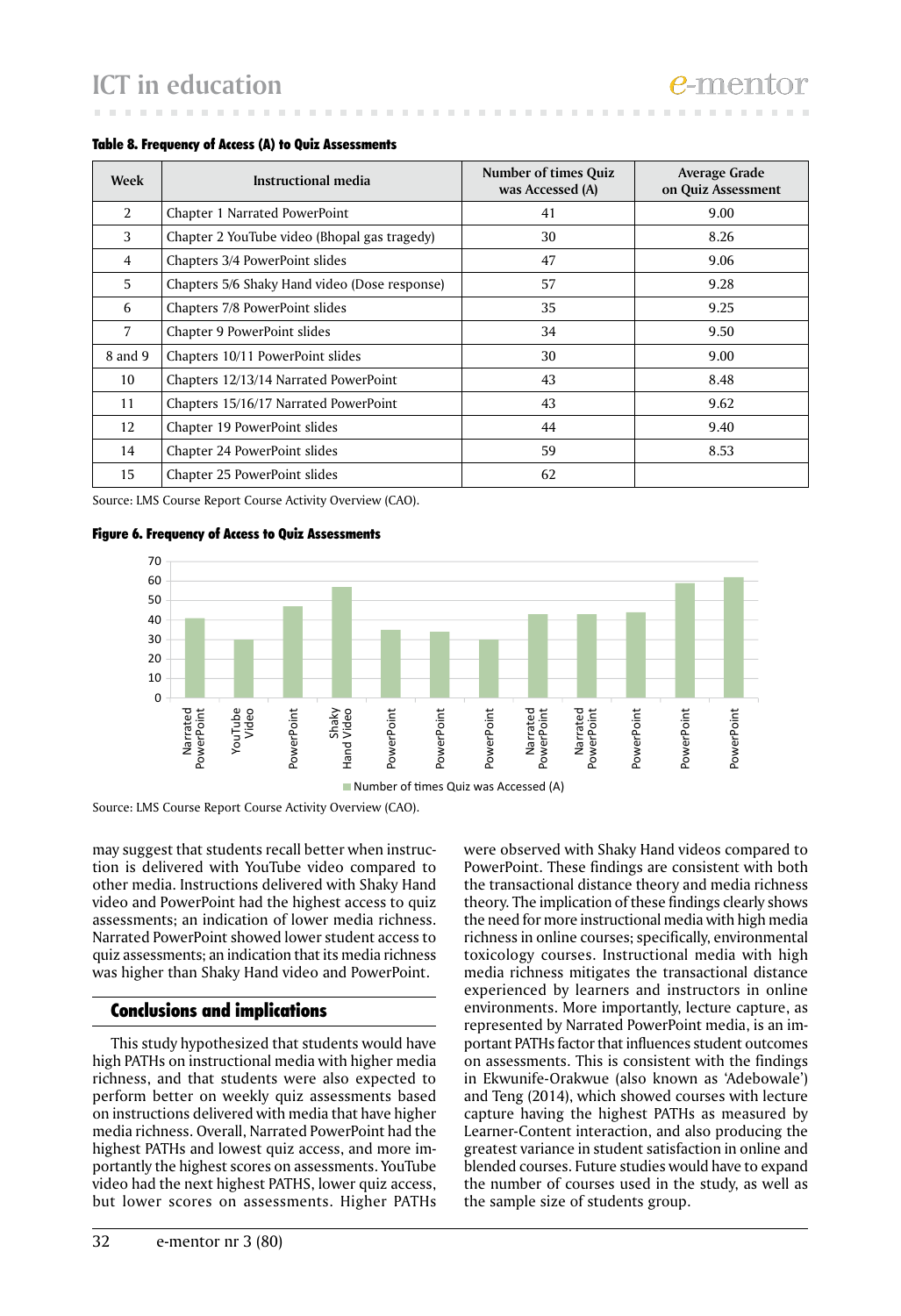**Table 8. Frequency of Access (A) to Quiz Assessments**

| Week | Instructional media | Number of times Quiz was Accessed (A) | Average Grade on Quiz Assessment |
|---|---|---|---|
| 2 | Chapter 1 Narrated PowerPoint | 41 | 9.00 |
| 3 | Chapter 2 YouTube video (Bhopal gas tragedy) | 30 | 8.26 |
| 4 | Chapters 3/4 PowerPoint slides | 47 | 9.06 |
| 5 | Chapters 5/6 Shaky Hand video (Dose response) | 57 | 9.28 |
| 6 | Chapters 7/8 PowerPoint slides | 35 | 9.25 |
| 7 | Chapter 9 PowerPoint slides | 34 | 9.50 |
| 8 and 9 | Chapters 10/11 PowerPoint slides | 30 | 9.00 |
| 10 | Chapters 12/13/14 Narrated PowerPoint | 43 | 8.48 |
| 11 | Chapters 15/16/17 Narrated PowerPoint | 43 | 9.62 |
| 12 | Chapter 19 PowerPoint slides | 44 | 9.40 |
| 14 | Chapter 24 PowerPoint slides | 59 | 8.53 |
| 15 | Chapter 25 PowerPoint slides | 62 | |

Source: LMS Course Report Course Activity Overview (CAO).

**Figure 6. Frequency of Access to Quiz Assessments**

Source: LMS Course Report Course Activity Overview (CAO).

may suggest that students recall better when instruction is delivered with YouTube video compared to other media. Instructions delivered with Shaky Hand video and PowerPoint had the highest access to quiz assessments; an indication of lower media richness. Narrated PowerPoint showed lower student access to quiz assessments; an indication that its media richness was higher than Shaky Hand video and PowerPoint.

## Conclusions and implications

This study hypothesized that students would have high PATHs on instructional media with higher media richness, and that students were also expected to perform better on weekly quiz assessments based on instructions delivered with media that have higher media richness. Overall, Narrated PowerPoint had the highest PATHs and lowest quiz access, and more importantly the highest scores on assessments. YouTube video had the next highest PATHS, lower quiz access, but lower scores on assessments. Higher PATHs were observed with Shaky Hand videos compared to PowerPoint. These findings are consistent with both the transactional distance theory and media richness theory. The implication of these findings clearly shows the need for more instructional media with high media richness in online courses; specifically, environmental toxicology courses. Instructional media with high media richness mitigates the transactional distance experienced by learners and instructors in online environments. More importantly, lecture capture, as represented by Narrated PowerPoint media, is an important PATHs factor that influences student outcomes on assessments. This is consistent with the findings in Ekwunife-Orakwue (also known as 'Adebowale') and Teng (2014), which showed courses with lecture capture having the highest PATHs as measured by Learner-Content interaction, and also producing the greatest variance in student satisfaction in online and blended courses. Future studies would have to expand the number of courses used in the study, as well as the sample size of students group.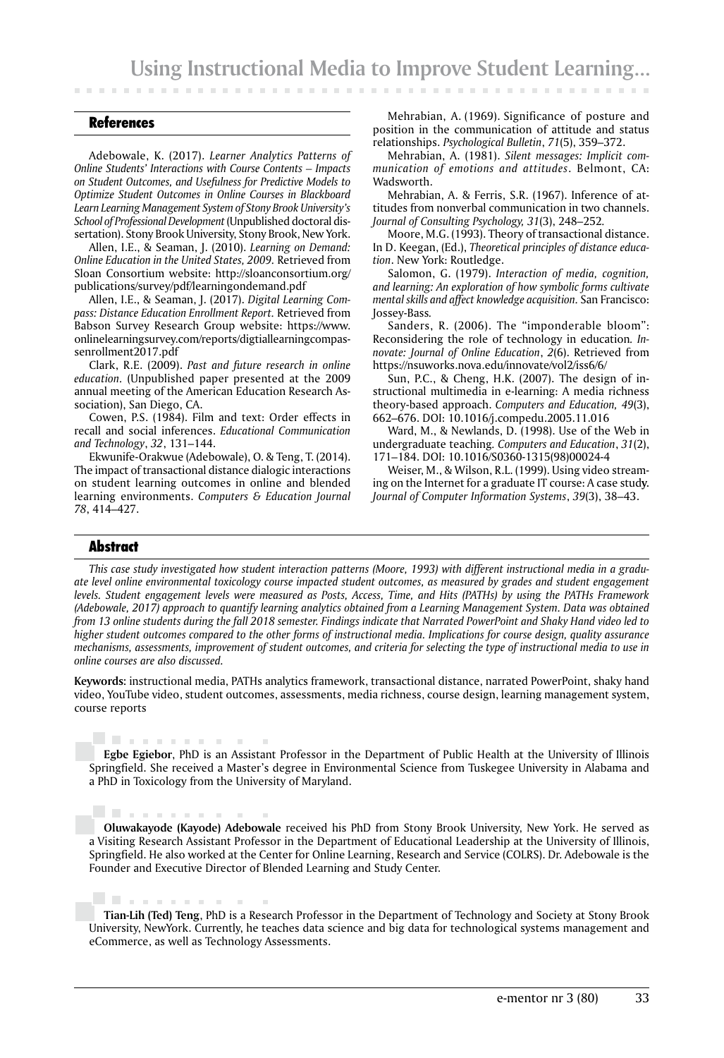## References

Adebowale, K. (2017). *Learner Analytics Patterns of Online Students' Interactions with Course Contents – Impacts on Student Outcomes, and Usefulness for Predictive Models to Optimize Student Outcomes in Online Courses in Blackboard Learn Learning Management System of Stony Brook University's School of Professional Development* (Unpublished doctoral dissertation). Stony Brook University, Stony Brook, New York.

Allen, I.E., & Seaman, J. (2010). *Learning on Demand: Online Education in the United States, 2009*. Retrieved from Sloan Consortium website: http://sloanconsortium.org/publications/survey/pdf/learningondemand.pdf

Allen, I.E., & Seaman, J. (2017). *Digital Learning Compass: Distance Education Enrollment Report*. Retrieved from Babson Survey Research Group website: https://www.onlinelearningsurvey.com/reports/digtiallearningcompassenrollment2017.pdf

Clark, R.E. (2009). *Past and future research in online education*. (Unpublished paper presented at the 2009 annual meeting of the American Education Research Association), San Diego, CA.

Cowen, P.S. (1984). Film and text: Order effects in recall and social inferences. *Educational Communication and Technology*, *32*, 131–144.

Ekwunife-Orakwue (Adebowale), O. & Teng, T. (2014). The impact of transactional distance dialogic interactions on student learning outcomes in online and blended learning environments. *Computers & Education Journal 78*, 414–427.

Mehrabian, A. (1969). Significance of posture and position in the communication of attitude and status relationships. *Psychological Bulletin*, *71*(5), 359–372.

Mehrabian, A. (1981). *Silent messages: Implicit communication of emotions and attitudes*. Belmont, CA: Wadsworth.

Mehrabian, A. & Ferris, S.R. (1967). Inference of attitudes from nonverbal communication in two channels. *Journal of Consulting Psychology, 31*(3), 248–252.

Moore, M.G. (1993). Theory of transactional distance. In D. Keegan, (Ed.), *Theoretical principles of distance education*. New York: Routledge.

Salomon, G. (1979). *Interaction of media, cognition, and learning: An exploration of how symbolic forms cultivate mental skills and affect knowledge acquisition*. San Francisco: Jossey-Bass.

Sanders, R. (2006). The "imponderable bloom": Reconsidering the role of technology in education. *Innovate: Journal of Online Education*, *2*(6). Retrieved from https://nsuworks.nova.edu/innovate/vol2/iss6/6/

Sun, P.C., & Cheng, H.K. (2007). The design of instructional multimedia in e-learning: A media richness theory-based approach. *Computers and Education, 49*(3), 662–676. DOI: 10.1016/j.compedu.2005.11.016

Ward, M., & Newlands, D. (1998). Use of the Web in undergraduate teaching. *Computers and Education*, *31*(2), 171–184. DOI: 10.1016/S0360-1315(98)00024-4

Weiser, M., & Wilson, R.L. (1999). Using video streaming on the Internet for a graduate IT course: A case study. *Journal of Computer Information Systems*, *39*(3), 38–43.

## Abstract

*This case study investigated how student interaction patterns (Moore, 1993) with different instructional media in a graduate level online environmental toxicology course impacted student outcomes, as measured by grades and student engagement levels. Student engagement levels were measured as Posts, Access, Time, and Hits (PATHs) by using the PATHs Framework (Adebowale, 2017) approach to quantify learning analytics obtained from a Learning Management System. Data was obtained from 13 online students during the fall 2018 semester. Findings indicate that Narrated PowerPoint and Shaky Hand video led to higher student outcomes compared to the other forms of instructional media. Implications for course design, quality assurance mechanisms, assessments, improvement of student outcomes, and criteria for selecting the type of instructional media to use in online courses are also discussed.*

**Keywords**: instructional media, PATHs analytics framework, transactional distance, narrated PowerPoint, shaky hand video, YouTube video, student outcomes, assessments, media richness, course design, learning management system, course reports

**Egbe Egiebor**, PhD is an Assistant Professor in the Department of Public Health at the University of Illinois Springfield. She received a Master's degree in Environmental Science from Tuskegee University in Alabama and a PhD in Toxicology from the University of Maryland.

**Oluwakayode (Kayode) Adebowale** received his PhD from Stony Brook University, New York. He served as a Visiting Research Assistant Professor in the Department of Educational Leadership at the University of Illinois, Springfield. He also worked at the Center for Online Learning, Research and Service (COLRS). Dr. Adebowale is the Founder and Executive Director of Blended Learning and Study Center.

**Tian-Lih (Ted) Teng**, PhD is a Research Professor in the Department of Technology and Society at Stony Brook University, NewYork. Currently, he teaches data science and big data for technological systems management and eCommerce, as well as Technology Assessments.